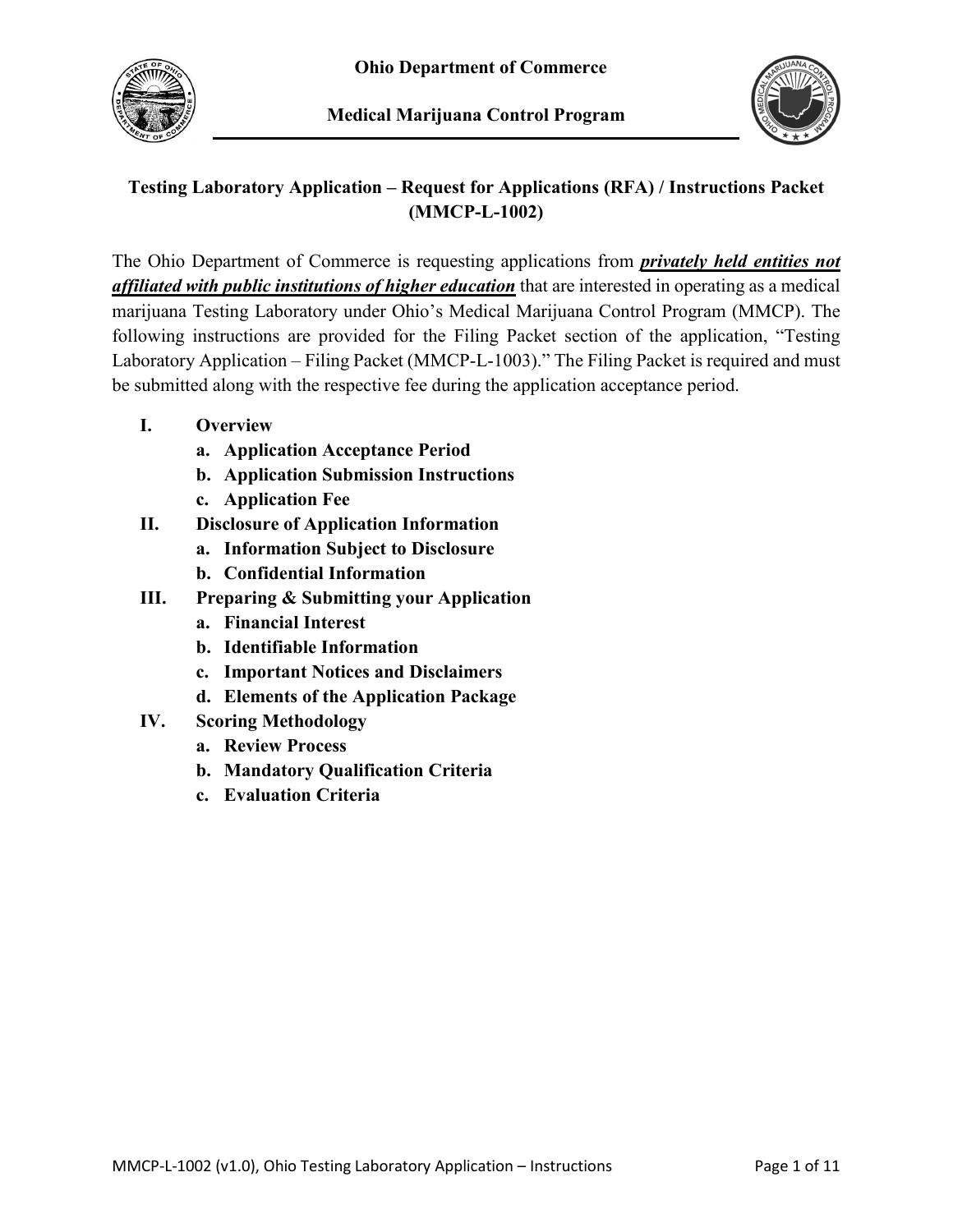**Ohio Department of Commerce**

**Medical Marijuana Control Program**

# Testing Laboratory Application – Request for Applications (RFA) / Instructions Packet (MMCP-L-1002)

The Ohio Department of Commerce is requesting applications from ***privately held entities not affiliated with public institutions of higher education*** that are interested in operating as a medical marijuana Testing Laboratory under Ohio's Medical Marijuana Control Program (MMCP). The following instructions are provided for the Filing Packet section of the application, "Testing Laboratory Application – Filing Packet (MMCP-L-1003)." The Filing Packet is required and must be submitted along with the respective fee during the application acceptance period.

- **I. Overview**
  - **a. Application Acceptance Period**
  - **b. Application Submission Instructions**
  - **c. Application Fee**
- **II. Disclosure of Application Information**
  - **a. Information Subject to Disclosure**
  - **b. Confidential Information**
- **III. Preparing & Submitting your Application**
  - **a. Financial Interest**
  - **b. Identifiable Information**
  - **c. Important Notices and Disclaimers**
  - **d. Elements of the Application Package**
- **IV. Scoring Methodology**
  - **a. Review Process**
  - **b. Mandatory Qualification Criteria**
  - **c. Evaluation Criteria**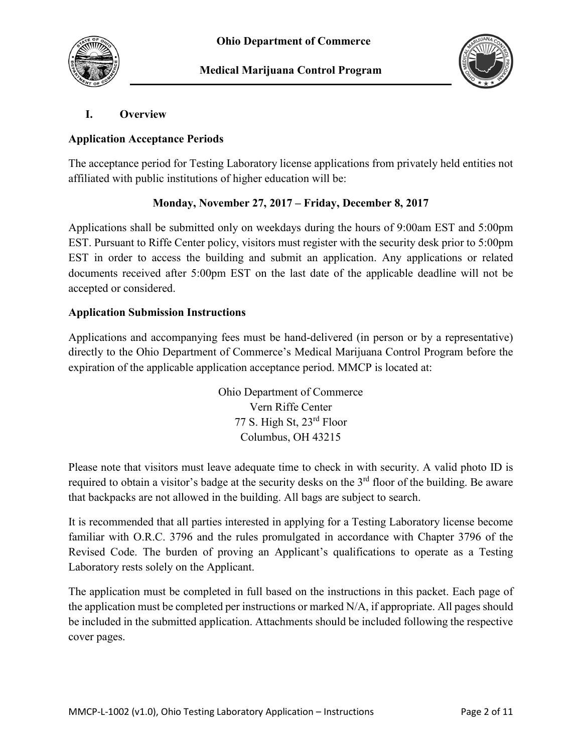## I. Overview

**Application Acceptance Periods**

The acceptance period for Testing Laboratory license applications from privately held entities not affiliated with public institutions of higher education will be:

**Monday, November 27, 2017 – Friday, December 8, 2017**

Applications shall be submitted only on weekdays during the hours of 9:00am EST and 5:00pm EST. Pursuant to Riffe Center policy, visitors must register with the security desk prior to 5:00pm EST in order to access the building and submit an application. Any applications or related documents received after 5:00pm EST on the last date of the applicable deadline will not be accepted or considered.

**Application Submission Instructions**

Applications and accompanying fees must be hand-delivered (in person or by a representative) directly to the Ohio Department of Commerce's Medical Marijuana Control Program before the expiration of the applicable application acceptance period. MMCP is located at:

Ohio Department of Commerce
Vern Riffe Center
77 S. High St, 23rd Floor
Columbus, OH 43215

Please note that visitors must leave adequate time to check in with security. A valid photo ID is required to obtain a visitor's badge at the security desks on the 3rd floor of the building. Be aware that backpacks are not allowed in the building. All bags are subject to search.

It is recommended that all parties interested in applying for a Testing Laboratory license become familiar with O.R.C. 3796 and the rules promulgated in accordance with Chapter 3796 of the Revised Code. The burden of proving an Applicant's qualifications to operate as a Testing Laboratory rests solely on the Applicant.

The application must be completed in full based on the instructions in this packet. Each page of the application must be completed per instructions or marked N/A, if appropriate. All pages should be included in the submitted application. Attachments should be included following the respective cover pages.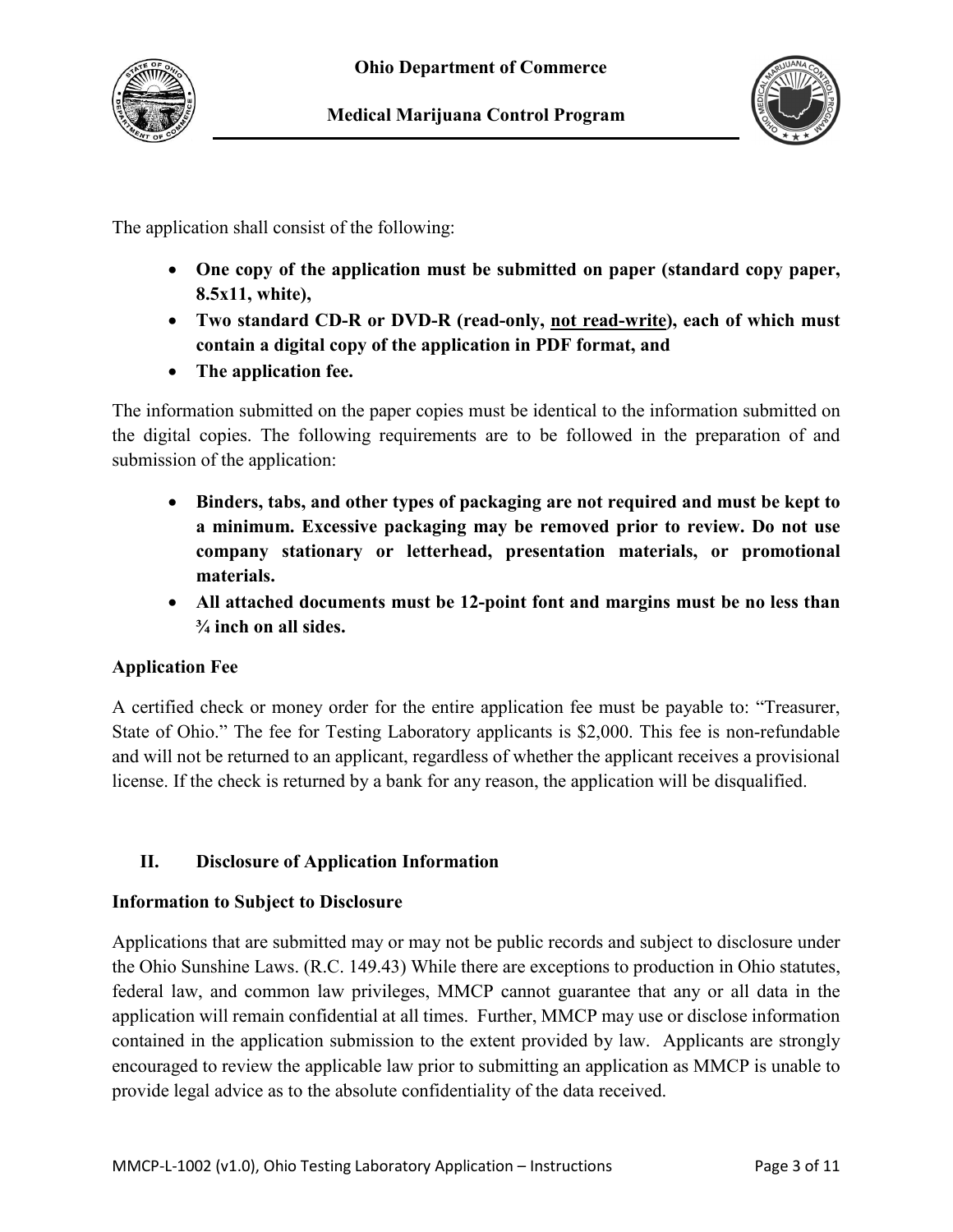The application shall consist of the following:

- **One copy of the application must be submitted on paper (standard copy paper, 8.5x11, white),**
- **Two standard CD-R or DVD-R (read-only, <u>not read-write</u>), each of which must contain a digital copy of the application in PDF format, and**
- **The application fee.**

The information submitted on the paper copies must be identical to the information submitted on the digital copies. The following requirements are to be followed in the preparation of and submission of the application:

- **Binders, tabs, and other types of packaging are not required and must be kept to a minimum. Excessive packaging may be removed prior to review. Do not use company stationary or letterhead, presentation materials, or promotional materials.**
- **All attached documents must be 12-point font and margins must be no less than ¾ inch on all sides.**

**Application Fee**

A certified check or money order for the entire application fee must be payable to: "Treasurer, State of Ohio." The fee for Testing Laboratory applicants is $2,000. This fee is non-refundable and will not be returned to an applicant, regardless of whether the applicant receives a provisional license. If the check is returned by a bank for any reason, the application will be disqualified.

## II. Disclosure of Application Information

**Information to Subject to Disclosure**

Applications that are submitted may or may not be public records and subject to disclosure under the Ohio Sunshine Laws. (R.C. 149.43) While there are exceptions to production in Ohio statutes, federal law, and common law privileges, MMCP cannot guarantee that any or all data in the application will remain confidential at all times. Further, MMCP may use or disclose information contained in the application submission to the extent provided by law. Applicants are strongly encouraged to review the applicable law prior to submitting an application as MMCP is unable to provide legal advice as to the absolute confidentiality of the data received.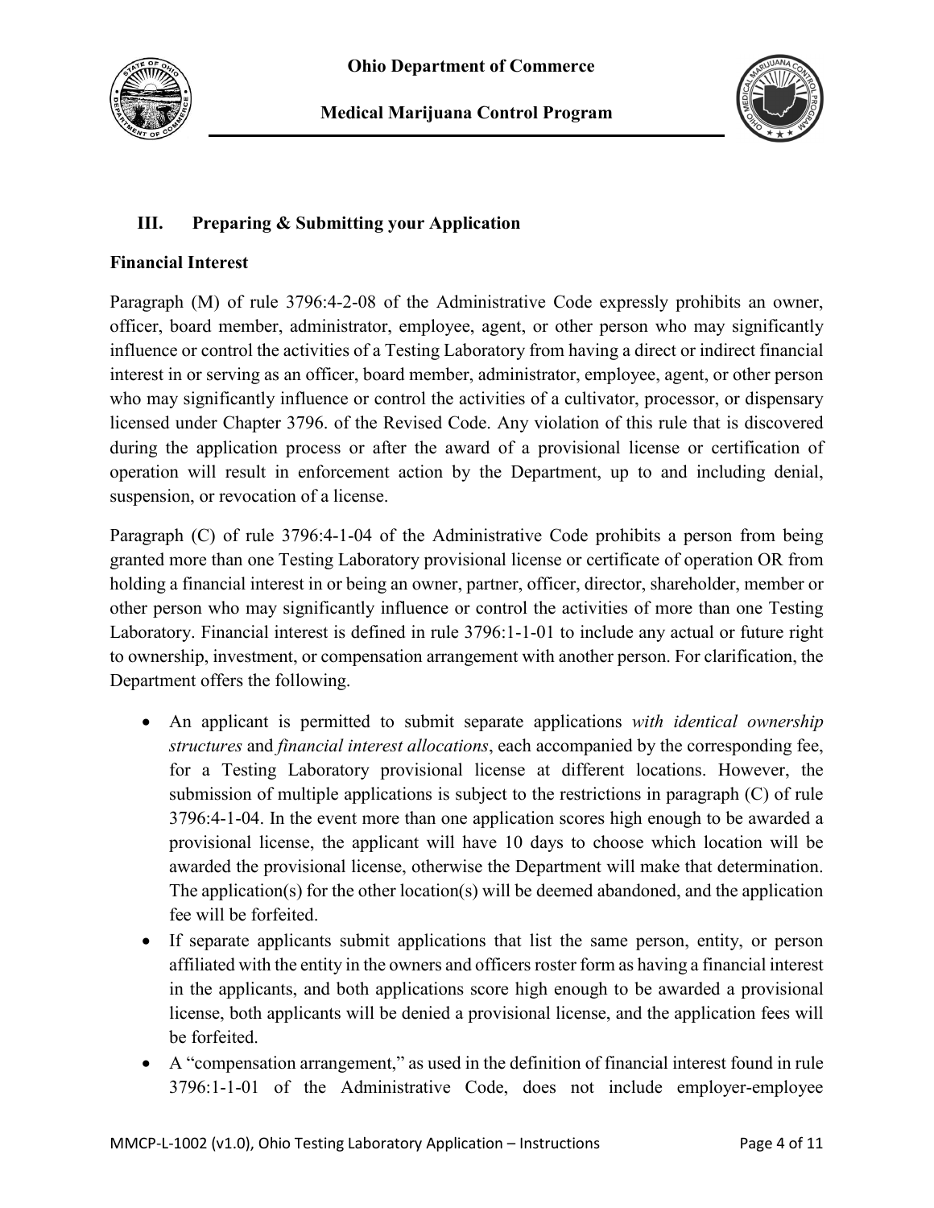## III. Preparing & Submitting your Application

**Financial Interest**

Paragraph (M) of rule 3796:4-2-08 of the Administrative Code expressly prohibits an owner, officer, board member, administrator, employee, agent, or other person who may significantly influence or control the activities of a Testing Laboratory from having a direct or indirect financial interest in or serving as an officer, board member, administrator, employee, agent, or other person who may significantly influence or control the activities of a cultivator, processor, or dispensary licensed under Chapter 3796. of the Revised Code. Any violation of this rule that is discovered during the application process or after the award of a provisional license or certification of operation will result in enforcement action by the Department, up to and including denial, suspension, or revocation of a license.

Paragraph (C) of rule 3796:4-1-04 of the Administrative Code prohibits a person from being granted more than one Testing Laboratory provisional license or certificate of operation OR from holding a financial interest in or being an owner, partner, officer, director, shareholder, member or other person who may significantly influence or control the activities of more than one Testing Laboratory. Financial interest is defined in rule 3796:1-1-01 to include any actual or future right to ownership, investment, or compensation arrangement with another person. For clarification, the Department offers the following.

- An applicant is permitted to submit separate applications *with identical ownership structures* and *financial interest allocations*, each accompanied by the corresponding fee, for a Testing Laboratory provisional license at different locations. However, the submission of multiple applications is subject to the restrictions in paragraph (C) of rule 3796:4-1-04. In the event more than one application scores high enough to be awarded a provisional license, the applicant will have 10 days to choose which location will be awarded the provisional license, otherwise the Department will make that determination. The application(s) for the other location(s) will be deemed abandoned, and the application fee will be forfeited.
- If separate applicants submit applications that list the same person, entity, or person affiliated with the entity in the owners and officers roster form as having a financial interest in the applicants, and both applications score high enough to be awarded a provisional license, both applicants will be denied a provisional license, and the application fees will be forfeited.
- A "compensation arrangement," as used in the definition of financial interest found in rule 3796:1-1-01 of the Administrative Code, does not include employer-employee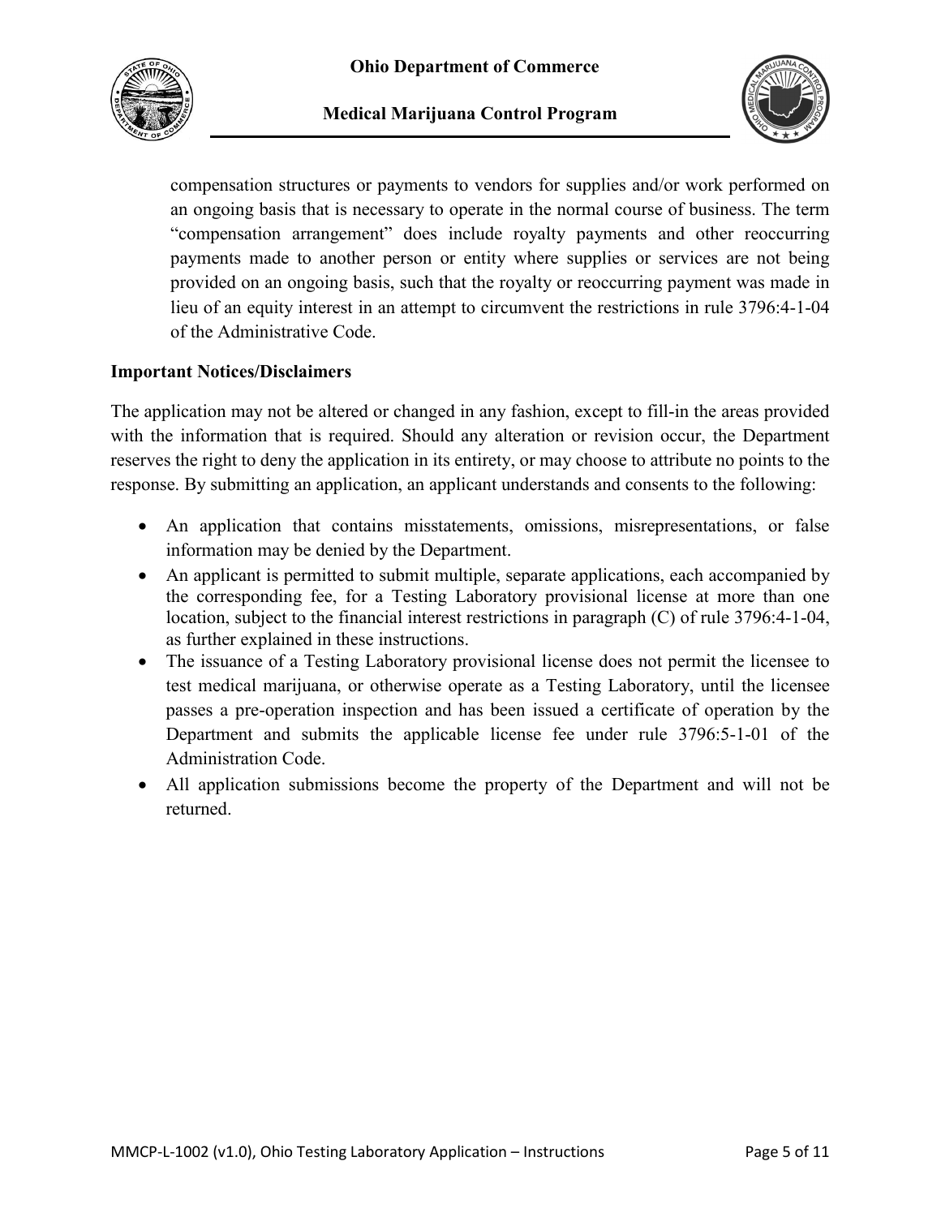compensation structures or payments to vendors for supplies and/or work performed on an ongoing basis that is necessary to operate in the normal course of business. The term "compensation arrangement" does include royalty payments and other reoccurring payments made to another person or entity where supplies or services are not being provided on an ongoing basis, such that the royalty or reoccurring payment was made in lieu of an equity interest in an attempt to circumvent the restrictions in rule 3796:4-1-04 of the Administrative Code.

**Important Notices/Disclaimers**

The application may not be altered or changed in any fashion, except to fill-in the areas provided with the information that is required. Should any alteration or revision occur, the Department reserves the right to deny the application in its entirety, or may choose to attribute no points to the response. By submitting an application, an applicant understands and consents to the following:

- An application that contains misstatements, omissions, misrepresentations, or false information may be denied by the Department.
- An applicant is permitted to submit multiple, separate applications, each accompanied by the corresponding fee, for a Testing Laboratory provisional license at more than one location, subject to the financial interest restrictions in paragraph (C) of rule 3796:4-1-04, as further explained in these instructions.
- The issuance of a Testing Laboratory provisional license does not permit the licensee to test medical marijuana, or otherwise operate as a Testing Laboratory, until the licensee passes a pre-operation inspection and has been issued a certificate of operation by the Department and submits the applicable license fee under rule 3796:5-1-01 of the Administration Code.
- All application submissions become the property of the Department and will not be returned.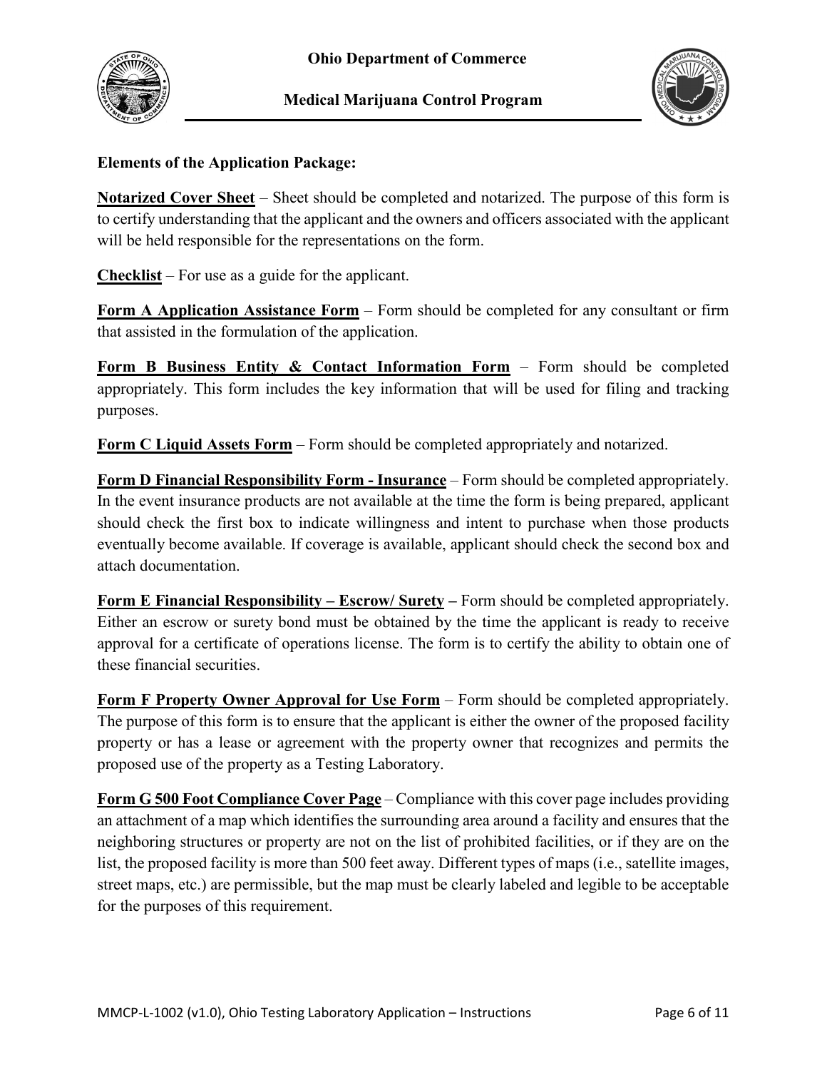**Elements of the Application Package:**

**Notarized Cover Sheet** – Sheet should be completed and notarized. The purpose of this form is to certify understanding that the applicant and the owners and officers associated with the applicant will be held responsible for the representations on the form.

**Checklist** – For use as a guide for the applicant.

**Form A Application Assistance Form** – Form should be completed for any consultant or firm that assisted in the formulation of the application.

**Form B Business Entity & Contact Information Form** – Form should be completed appropriately. This form includes the key information that will be used for filing and tracking purposes.

**Form C Liquid Assets Form** – Form should be completed appropriately and notarized.

**Form D Financial Responsibility Form - Insurance** – Form should be completed appropriately. In the event insurance products are not available at the time the form is being prepared, applicant should check the first box to indicate willingness and intent to purchase when those products eventually become available. If coverage is available, applicant should check the second box and attach documentation.

**Form E Financial Responsibility – Escrow/ Surety –** Form should be completed appropriately. Either an escrow or surety bond must be obtained by the time the applicant is ready to receive approval for a certificate of operations license. The form is to certify the ability to obtain one of these financial securities.

**Form F Property Owner Approval for Use Form** – Form should be completed appropriately. The purpose of this form is to ensure that the applicant is either the owner of the proposed facility property or has a lease or agreement with the property owner that recognizes and permits the proposed use of the property as a Testing Laboratory.

**Form G 500 Foot Compliance Cover Page** – Compliance with this cover page includes providing an attachment of a map which identifies the surrounding area around a facility and ensures that the neighboring structures or property are not on the list of prohibited facilities, or if they are on the list, the proposed facility is more than 500 feet away. Different types of maps (i.e., satellite images, street maps, etc.) are permissible, but the map must be clearly labeled and legible to be acceptable for the purposes of this requirement.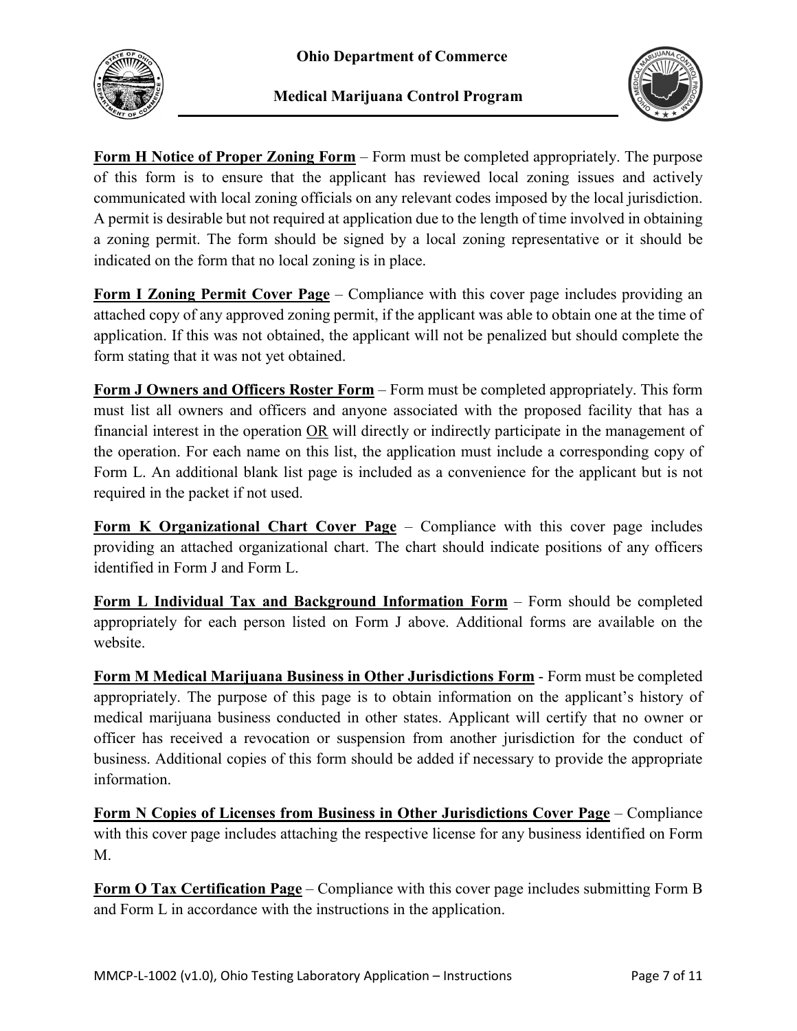**<u>Form H Notice of Proper Zoning Form</u>** – Form must be completed appropriately. The purpose of this form is to ensure that the applicant has reviewed local zoning issues and actively communicated with local zoning officials on any relevant codes imposed by the local jurisdiction. A permit is desirable but not required at application due to the length of time involved in obtaining a zoning permit. The form should be signed by a local zoning representative or it should be indicated on the form that no local zoning is in place.

**<u>Form I Zoning Permit Cover Page</u>** – Compliance with this cover page includes providing an attached copy of any approved zoning permit, if the applicant was able to obtain one at the time of application. If this was not obtained, the applicant will not be penalized but should complete the form stating that it was not yet obtained.

**<u>Form J Owners and Officers Roster Form</u>** – Form must be completed appropriately. This form must list all owners and officers and anyone associated with the proposed facility that has a financial interest in the operation <u>OR</u> will directly or indirectly participate in the management of the operation. For each name on this list, the application must include a corresponding copy of Form L. An additional blank list page is included as a convenience for the applicant but is not required in the packet if not used.

**<u>Form K Organizational Chart Cover Page</u>** – Compliance with this cover page includes providing an attached organizational chart. The chart should indicate positions of any officers identified in Form J and Form L.

**<u>Form L Individual Tax and Background Information Form</u>** – Form should be completed appropriately for each person listed on Form J above. Additional forms are available on the website.

**<u>Form M Medical Marijuana Business in Other Jurisdictions Form</u>** - Form must be completed appropriately. The purpose of this page is to obtain information on the applicant's history of medical marijuana business conducted in other states. Applicant will certify that no owner or officer has received a revocation or suspension from another jurisdiction for the conduct of business. Additional copies of this form should be added if necessary to provide the appropriate information.

**<u>Form N Copies of Licenses from Business in Other Jurisdictions Cover Page</u>** – Compliance with this cover page includes attaching the respective license for any business identified on Form M.

**<u>Form O Tax Certification Page</u>** – Compliance with this cover page includes submitting Form B and Form L in accordance with the instructions in the application.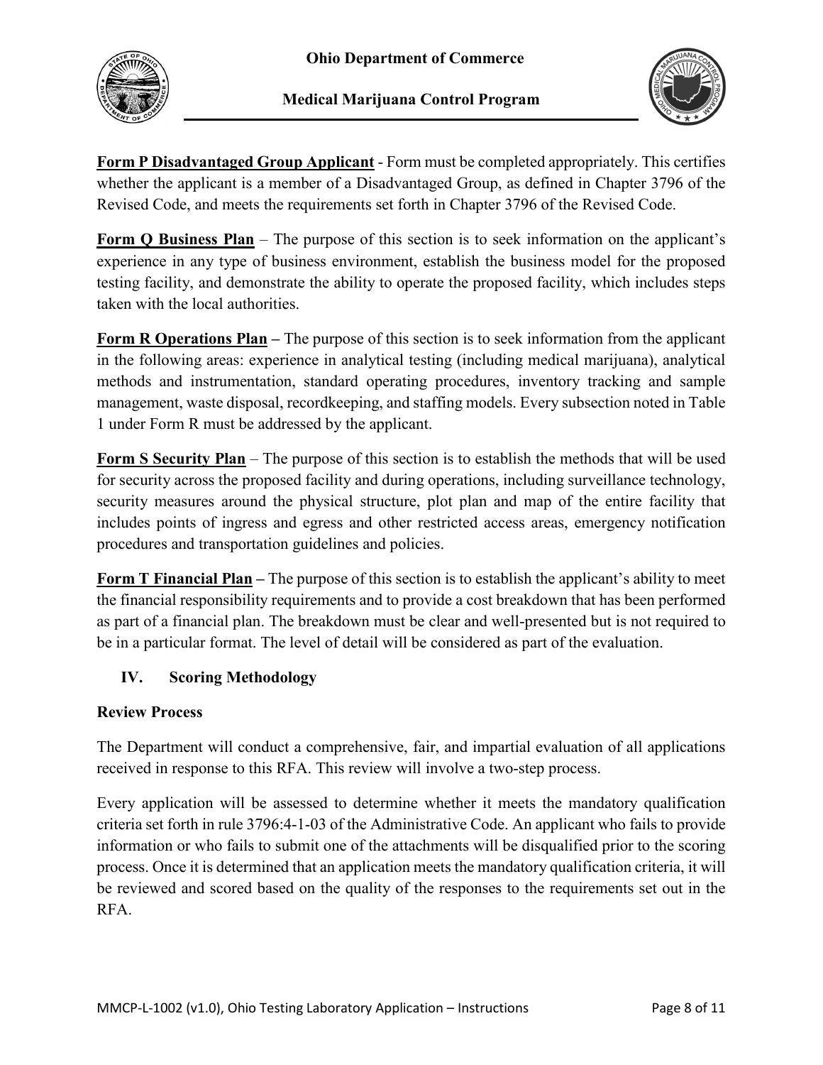**Form P Disadvantaged Group Applicant** - Form must be completed appropriately. This certifies whether the applicant is a member of a Disadvantaged Group, as defined in Chapter 3796 of the Revised Code, and meets the requirements set forth in Chapter 3796 of the Revised Code.

**Form Q Business Plan** – The purpose of this section is to seek information on the applicant's experience in any type of business environment, establish the business model for the proposed testing facility, and demonstrate the ability to operate the proposed facility, which includes steps taken with the local authorities.

**Form R Operations Plan –** The purpose of this section is to seek information from the applicant in the following areas: experience in analytical testing (including medical marijuana), analytical methods and instrumentation, standard operating procedures, inventory tracking and sample management, waste disposal, recordkeeping, and staffing models. Every subsection noted in Table 1 under Form R must be addressed by the applicant.

**Form S Security Plan** – The purpose of this section is to establish the methods that will be used for security across the proposed facility and during operations, including surveillance technology, security measures around the physical structure, plot plan and map of the entire facility that includes points of ingress and egress and other restricted access areas, emergency notification procedures and transportation guidelines and policies.

**Form T Financial Plan –** The purpose of this section is to establish the applicant's ability to meet the financial responsibility requirements and to provide a cost breakdown that has been performed as part of a financial plan. The breakdown must be clear and well-presented but is not required to be in a particular format. The level of detail will be considered as part of the evaluation.

## IV. Scoring Methodology

**Review Process**

The Department will conduct a comprehensive, fair, and impartial evaluation of all applications received in response to this RFA. This review will involve a two-step process.

Every application will be assessed to determine whether it meets the mandatory qualification criteria set forth in rule 3796:4-1-03 of the Administrative Code. An applicant who fails to provide information or who fails to submit one of the attachments will be disqualified prior to the scoring process. Once it is determined that an application meets the mandatory qualification criteria, it will be reviewed and scored based on the quality of the responses to the requirements set out in the RFA.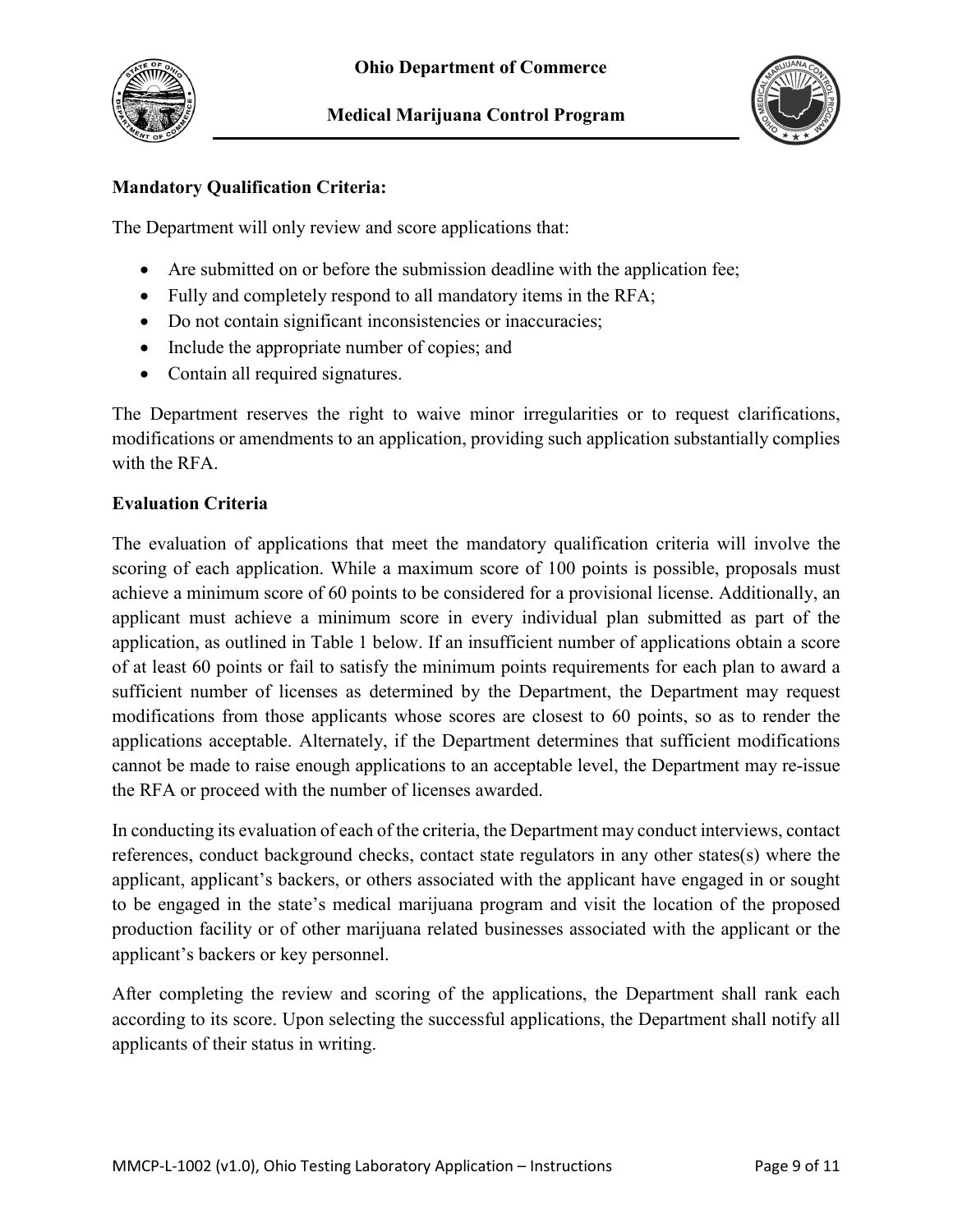**Mandatory Qualification Criteria:**

The Department will only review and score applications that:

- Are submitted on or before the submission deadline with the application fee;
- Fully and completely respond to all mandatory items in the RFA;
- Do not contain significant inconsistencies or inaccuracies;
- Include the appropriate number of copies; and
- Contain all required signatures.

The Department reserves the right to waive minor irregularities or to request clarifications, modifications or amendments to an application, providing such application substantially complies with the RFA.

**Evaluation Criteria**

The evaluation of applications that meet the mandatory qualification criteria will involve the scoring of each application. While a maximum score of 100 points is possible, proposals must achieve a minimum score of 60 points to be considered for a provisional license. Additionally, an applicant must achieve a minimum score in every individual plan submitted as part of the application, as outlined in Table 1 below. If an insufficient number of applications obtain a score of at least 60 points or fail to satisfy the minimum points requirements for each plan to award a sufficient number of licenses as determined by the Department, the Department may request modifications from those applicants whose scores are closest to 60 points, so as to render the applications acceptable. Alternately, if the Department determines that sufficient modifications cannot be made to raise enough applications to an acceptable level, the Department may re-issue the RFA or proceed with the number of licenses awarded.

In conducting its evaluation of each of the criteria, the Department may conduct interviews, contact references, conduct background checks, contact state regulators in any other states(s) where the applicant, applicant's backers, or others associated with the applicant have engaged in or sought to be engaged in the state's medical marijuana program and visit the location of the proposed production facility or of other marijuana related businesses associated with the applicant or the applicant's backers or key personnel.

After completing the review and scoring of the applications, the Department shall rank each according to its score. Upon selecting the successful applications, the Department shall notify all applicants of their status in writing.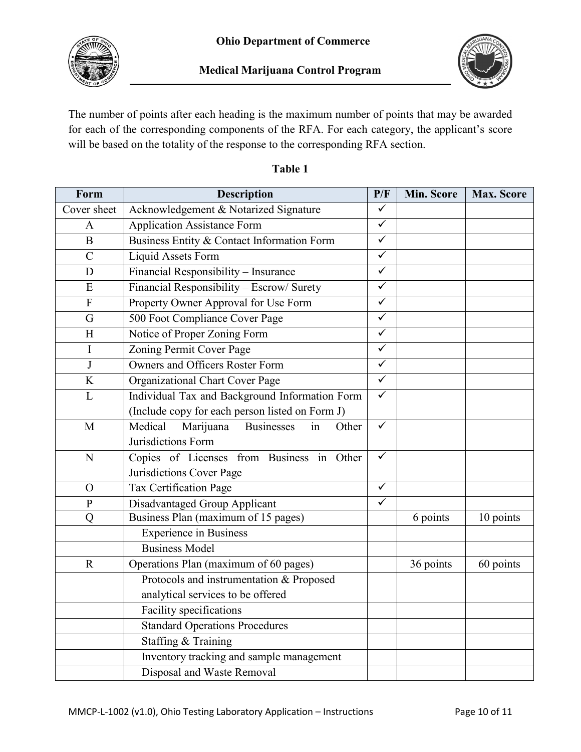The number of points after each heading is the maximum number of points that may be awarded for each of the corresponding components of the RFA. For each category, the applicant's score will be based on the totality of the response to the corresponding RFA section.

**Table 1**

| Form | Description | P/F | Min. Score | Max. Score |
|---|---|---|---|---|
| Cover sheet | Acknowledgement & Notarized Signature | ✓ | | |
| A | Application Assistance Form | ✓ | | |
| B | Business Entity & Contact Information Form | ✓ | | |
| C | Liquid Assets Form | ✓ | | |
| D | Financial Responsibility – Insurance | ✓ | | |
| E | Financial Responsibility – Escrow/ Surety | ✓ | | |
| F | Property Owner Approval for Use Form | ✓ | | |
| G | 500 Foot Compliance Cover Page | ✓ | | |
| H | Notice of Proper Zoning Form | ✓ | | |
| I | Zoning Permit Cover Page | ✓ | | |
| J | Owners and Officers Roster Form | ✓ | | |
| K | Organizational Chart Cover Page | ✓ | | |
| L | Individual Tax and Background Information Form (Include copy for each person listed on Form J) | ✓ | | |
| M | Medical Marijuana Businesses in Other Jurisdictions Form | ✓ | | |
| N | Copies of Licenses from Business in Other Jurisdictions Cover Page | ✓ | | |
| O | Tax Certification Page | ✓ | | |
| P | Disadvantaged Group Applicant | ✓ | | |
| Q | Business Plan (maximum of 15 pages) | | 6 points | 10 points |
| | Experience in Business | | | |
| | Business Model | | | |
| R | Operations Plan (maximum of 60 pages) | | 36 points | 60 points |
| | Protocols and instrumentation & Proposed analytical services to be offered | | | |
| | Facility specifications | | | |
| | Standard Operations Procedures | | | |
| | Staffing & Training | | | |
| | Inventory tracking and sample management | | | |
| | Disposal and Waste Removal | | | |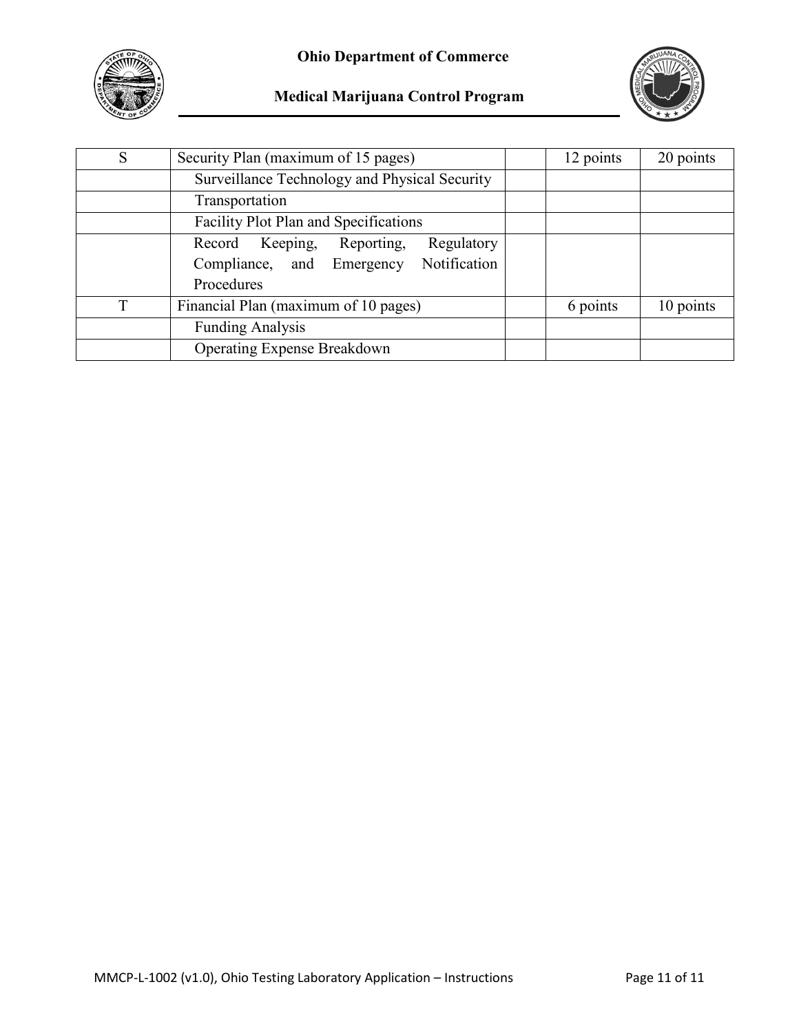| | | | | |
|---|---|---|---|---|
| S | Security Plan (maximum of 15 pages) | | 12 points | 20 points |
| | Surveillance Technology and Physical Security | | | |
| | Transportation | | | |
| | Facility Plot Plan and Specifications | | | |
| | Record Keeping, Reporting, Regulatory Compliance, and Emergency Notification Procedures | | | |
| T | Financial Plan (maximum of 10 pages) | | 6 points | 10 points |
| | Funding Analysis | | | |
| | Operating Expense Breakdown | | | |